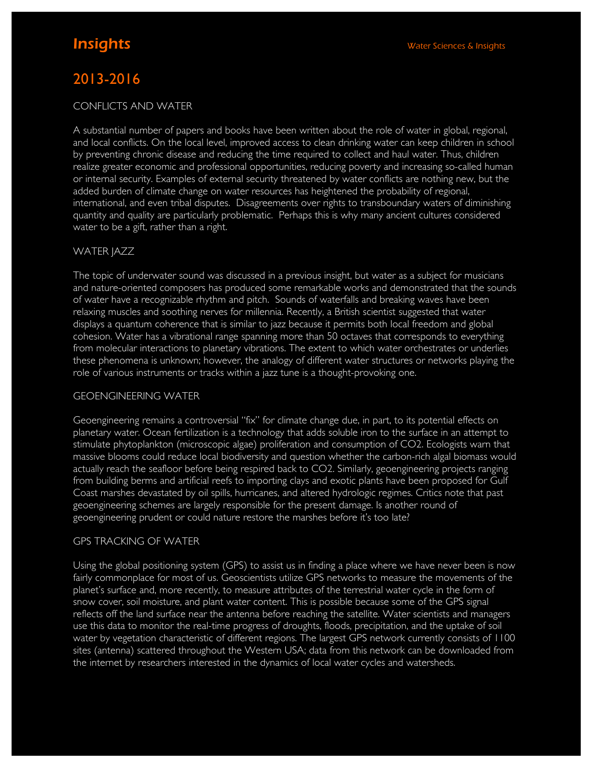# Insights

## 2013-2016

### CONFLICTS AND WATER

A substantial number of papers and books have been written about the role of water in global, regional, and local conflicts. On the local level, improved access to clean drinking water can keep children in school by preventing chronic disease and reducing the time required to collect and haul water. Thus, children realize greater economic and professional opportunities, reducing poverty and increasing so-called human or internal security. Examples of external security threatened by water conflicts are nothing new, but the added burden of climate change on water resources has heightened the probability of regional, international, and even tribal disputes. Disagreements over rights to transboundary waters of diminishing quantity and quality are particularly problematic. Perhaps this is why many ancient cultures considered water to be a gift, rather than a right.

### WATER JAZZ

The topic of underwater sound was discussed in a previous insight, but water as a subject for musicians and nature-oriented composers has produced some remarkable works and demonstrated that the sounds of water have a recognizable rhythm and pitch. Sounds of waterfalls and breaking waves have been relaxing muscles and soothing nerves for millennia. Recently, a British scientist suggested that water displays a quantum coherence that is similar to jazz because it permits both local freedom and global cohesion. Water has a vibrational range spanning more than 50 octaves that corresponds to everything from molecular interactions to planetary vibrations. The extent to which water orchestrates or underlies these phenomena is unknown; however, the analogy of different water structures or networks playing the role of various instruments or tracks within a jazz tune is a thought-provoking one.

### GEOENGINEERING WATER

Geoengineering remains a controversial "fix" for climate change due, in part, to its potential effects on planetary water. Ocean fertilization is a technology that adds soluble iron to the surface in an attempt to stimulate phytoplankton (microscopic algae) proliferation and consumption of $CO_2$. Ecologists warn that massive blooms could reduce local biodiversity and question whether the carbon-rich algal biomass would actually reach the seafloor before being respired back to $CO_2$. Similarly, geoengineering projects ranging from building berms and artificial reefs to importing clays and exotic plants have been proposed for Gulf Coast marshes devastated by oil spills, hurricanes, and altered hydrologic regimes. Critics note that past geoengineering schemes are largely responsible for the present damage. Is another round of geoengineering prudent or could nature restore the marshes before it's too late?

### GPS TRACKING OF WATER

Using the global positioning system (GPS) to assist us in finding a place where we have never been is now fairly commonplace for most of us. Geoscientists utilize GPS networks to measure the movements of the planet's surface and, more recently, to measure attributes of the terrestrial water cycle in the form of snow cover, soil moisture, and plant water content. This is possible because some of the GPS signal reflects off the land surface near the antenna before reaching the satellite. Water scientists and managers use this data to monitor the real-time progress of droughts, floods, precipitation, and the uptake of soil water by vegetation characteristic of different regions. The largest GPS network currently consists of 1100 sites (antenna) scattered throughout the Western USA; data from this network can be downloaded from the internet by researchers interested in the dynamics of local water cycles and watersheds.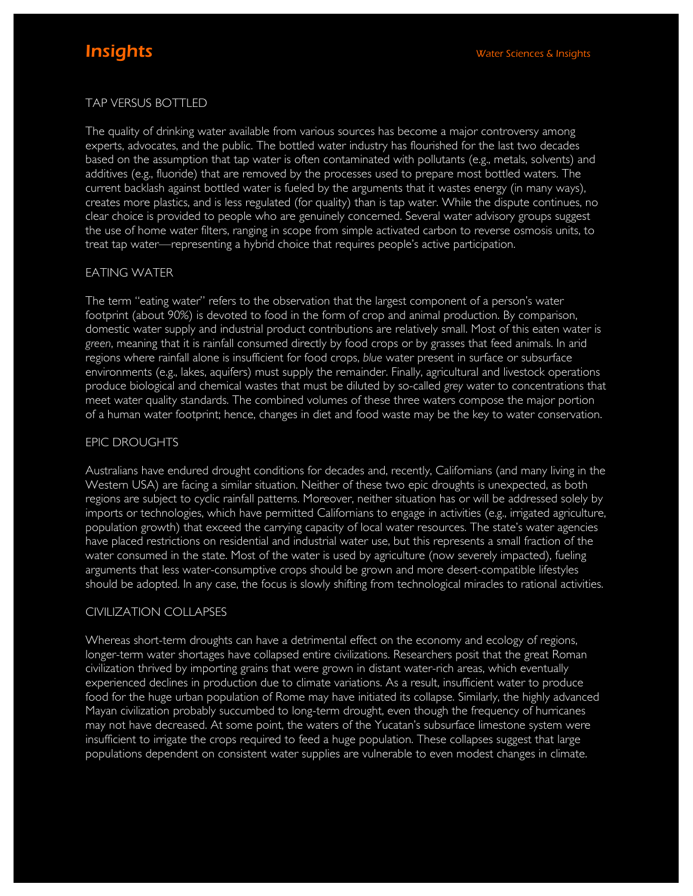## TAP VERSUS BOTTLED

The quality of drinking water available from various sources has become a major controversy among experts, advocates, and the public. The bottled water industry has flourished for the last two decades based on the assumption that tap water is often contaminated with pollutants (e.g., metals, solvents) and additives (e.g., fluoride) that are removed by the processes used to prepare most bottled waters. The current backlash against bottled water is fueled by the arguments that it wastes energy (in many ways), creates more plastics, and is less regulated (for quality) than is tap water. While the dispute continues, no clear choice is provided to people who are genuinely concerned. Several water advisory groups suggest the use of home water filters, ranging in scope from simple activated carbon to reverse osmosis units, to treat tap water—representing a hybrid choice that requires people's active participation.

## EATING WATER

The term "eating water" refers to the observation that the largest component of a person's water footprint (about 90%) is devoted to food in the form of crop and animal production. By comparison, domestic water supply and industrial product contributions are relatively small. Most of this eaten water is *green*, meaning that it is rainfall consumed directly by food crops or by grasses that feed animals. In arid regions where rainfall alone is insufficient for food crops, *blue* water present in surface or subsurface environments (e.g., lakes, aquifers) must supply the remainder. Finally, agricultural and livestock operations produce biological and chemical wastes that must be diluted by so-called *grey* water to concentrations that meet water quality standards. The combined volumes of these three waters compose the major portion of a human water footprint; hence, changes in diet and food waste may be the key to water conservation.

## EPIC DROUGHTS

Australians have endured drought conditions for decades and, recently, Californians (and many living in the Western USA) are facing a similar situation. Neither of these two epic droughts is unexpected, as both regions are subject to cyclic rainfall patterns. Moreover, neither situation has or will be addressed solely by imports or technologies, which have permitted Californians to engage in activities (e.g., irrigated agriculture, population growth) that exceed the carrying capacity of local water resources. The state's water agencies have placed restrictions on residential and industrial water use, but this represents a small fraction of the water consumed in the state. Most of the water is used by agriculture (now severely impacted), fueling arguments that less water-consumptive crops should be grown and more desert-compatible lifestyles should be adopted. In any case, the focus is slowly shifting from technological miracles to rational activities.

## CIVILIZATION COLLAPSES

Whereas short-term droughts can have a detrimental effect on the economy and ecology of regions, longer-term water shortages have collapsed entire civilizations. Researchers posit that the great Roman civilization thrived by importing grains that were grown in distant water-rich areas, which eventually experienced declines in production due to climate variations. As a result, insufficient water to produce food for the huge urban population of Rome may have initiated its collapse. Similarly, the highly advanced Mayan civilization probably succumbed to long-term drought, even though the frequency of hurricanes may not have decreased. At some point, the waters of the Yucatan's subsurface limestone system were insufficient to irrigate the crops required to feed a huge population. These collapses suggest that large populations dependent on consistent water supplies are vulnerable to even modest changes in climate.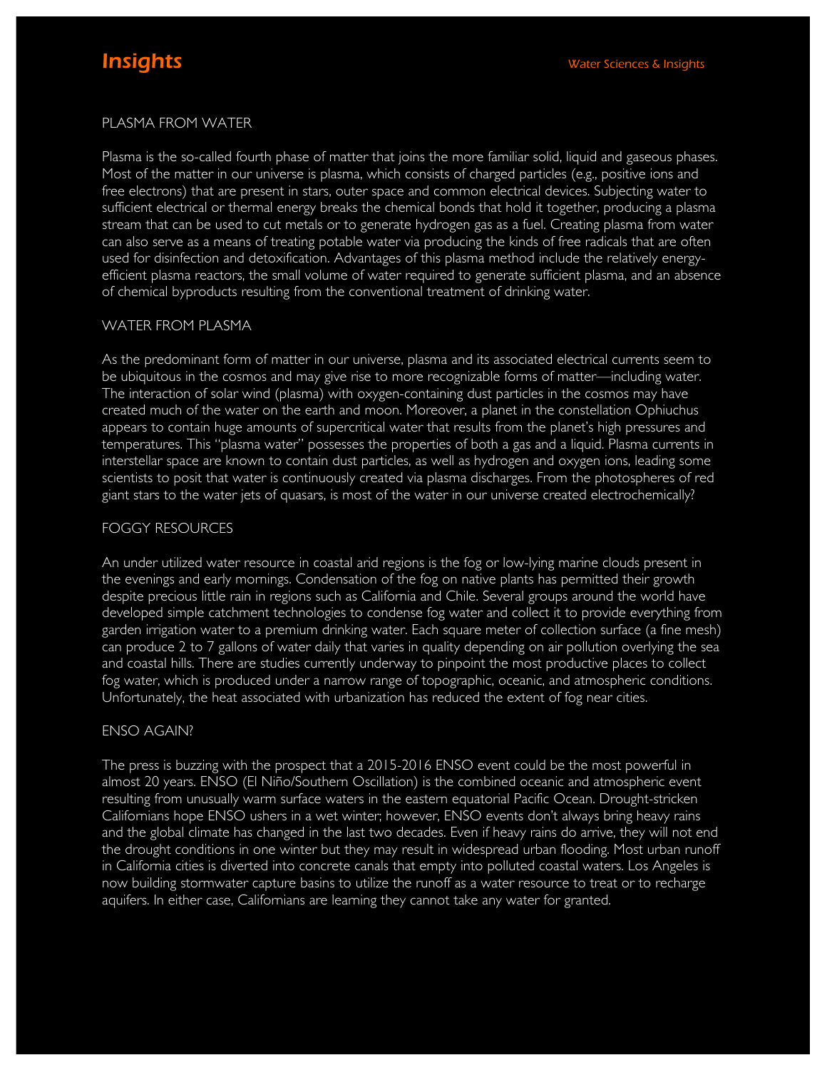## PLASMA FROM WATER

Plasma is the so-called fourth phase of matter that joins the more familiar solid, liquid and gaseous phases. Most of the matter in our universe is plasma, which consists of charged particles (e.g., positive ions and free electrons) that are present in stars, outer space and common electrical devices. Subjecting water to sufficient electrical or thermal energy breaks the chemical bonds that hold it together, producing a plasma stream that can be used to cut metals or to generate hydrogen gas as a fuel. Creating plasma from water can also serve as a means of treating potable water via producing the kinds of free radicals that are often used for disinfection and detoxification. Advantages of this plasma method include the relatively energy-efficient plasma reactors, the small volume of water required to generate sufficient plasma, and an absence of chemical byproducts resulting from the conventional treatment of drinking water.

## WATER FROM PLASMA

As the predominant form of matter in our universe, plasma and its associated electrical currents seem to be ubiquitous in the cosmos and may give rise to more recognizable forms of matter—including water. The interaction of solar wind (plasma) with oxygen-containing dust particles in the cosmos may have created much of the water on the earth and moon. Moreover, a planet in the constellation Ophiuchus appears to contain huge amounts of supercritical water that results from the planet's high pressures and temperatures. This "plasma water" possesses the properties of both a gas and a liquid. Plasma currents in interstellar space are known to contain dust particles, as well as hydrogen and oxygen ions, leading some scientists to posit that water is continuously created via plasma discharges. From the photospheres of red giant stars to the water jets of quasars, is most of the water in our universe created electrochemically?

## FOGGY RESOURCES

An under utilized water resource in coastal arid regions is the fog or low-lying marine clouds present in the evenings and early mornings. Condensation of the fog on native plants has permitted their growth despite precious little rain in regions such as California and Chile. Several groups around the world have developed simple catchment technologies to condense fog water and collect it to provide everything from garden irrigation water to a premium drinking water. Each square meter of collection surface (a fine mesh) can produce 2 to 7 gallons of water daily that varies in quality depending on air pollution overlying the sea and coastal hills. There are studies currently underway to pinpoint the most productive places to collect fog water, which is produced under a narrow range of topographic, oceanic, and atmospheric conditions. Unfortunately, the heat associated with urbanization has reduced the extent of fog near cities.

## ENSO AGAIN?

The press is buzzing with the prospect that a 2015-2016 ENSO event could be the most powerful in almost 20 years. ENSO (El Niño/Southern Oscillation) is the combined oceanic and atmospheric event resulting from unusually warm surface waters in the eastern equatorial Pacific Ocean. Drought-stricken Californians hope ENSO ushers in a wet winter; however, ENSO events don't always bring heavy rains and the global climate has changed in the last two decades. Even if heavy rains do arrive, they will not end the drought conditions in one winter but they may result in widespread urban flooding. Most urban runoff in California cities is diverted into concrete canals that empty into polluted coastal waters. Los Angeles is now building stormwater capture basins to utilize the runoff as a water resource to treat or to recharge aquifers. In either case, Californians are learning they cannot take any water for granted.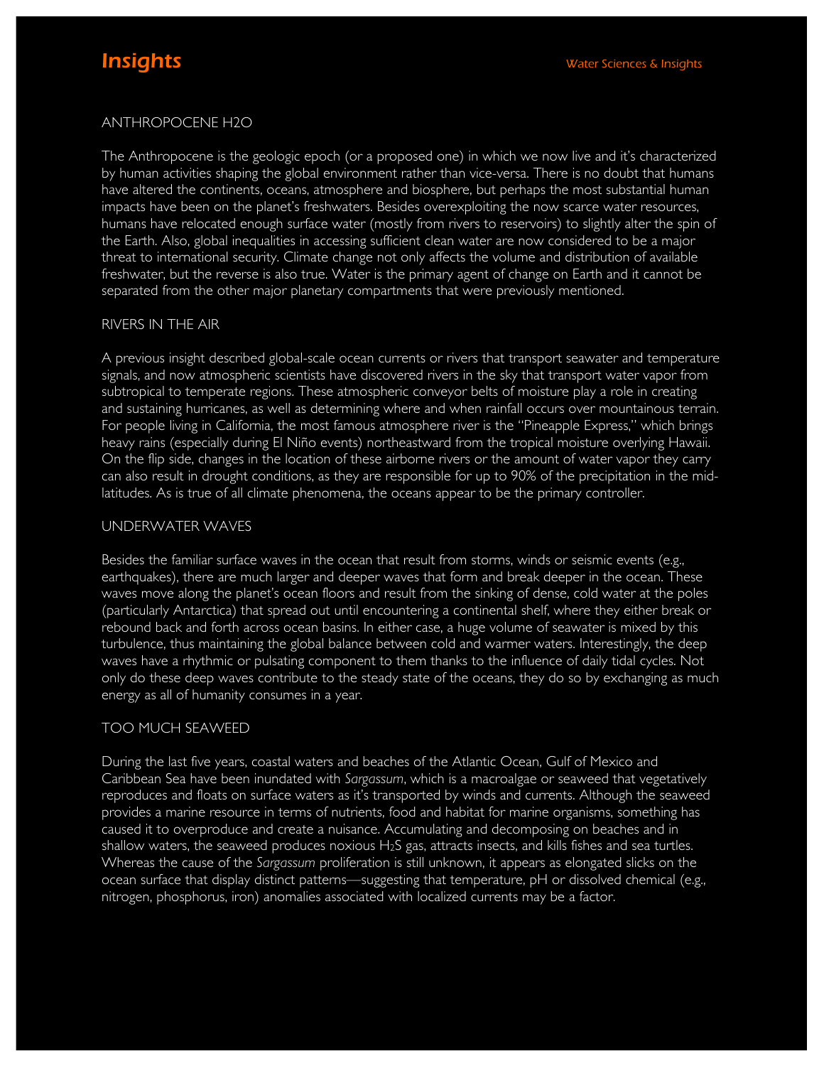ANTHROPOCENE H2O

The Anthropocene is the geologic epoch (or a proposed one) in which we now live and it's characterized by human activities shaping the global environment rather than vice-versa. There is no doubt that humans have altered the continents, oceans, atmosphere and biosphere, but perhaps the most substantial human impacts have been on the planet's freshwaters. Besides overexploiting the now scarce water resources, humans have relocated enough surface water (mostly from rivers to reservoirs) to slightly alter the spin of the Earth. Also, global inequalities in accessing sufficient clean water are now considered to be a major threat to international security. Climate change not only affects the volume and distribution of available freshwater, but the reverse is also true. Water is the primary agent of change on Earth and it cannot be separated from the other major planetary compartments that were previously mentioned.

RIVERS IN THE AIR

A previous insight described global-scale ocean currents or rivers that transport seawater and temperature signals, and now atmospheric scientists have discovered rivers in the sky that transport water vapor from subtropical to temperate regions. These atmospheric conveyor belts of moisture play a role in creating and sustaining hurricanes, as well as determining where and when rainfall occurs over mountainous terrain. For people living in California, the most famous atmosphere river is the "Pineapple Express," which brings heavy rains (especially during El Niño events) northeastward from the tropical moisture overlying Hawaii. On the flip side, changes in the location of these airborne rivers or the amount of water vapor they carry can also result in drought conditions, as they are responsible for up to 90% of the precipitation in the mid-latitudes. As is true of all climate phenomena, the oceans appear to be the primary controller.

UNDERWATER WAVES

Besides the familiar surface waves in the ocean that result from storms, winds or seismic events (e.g., earthquakes), there are much larger and deeper waves that form and break deeper in the ocean. These waves move along the planet's ocean floors and result from the sinking of dense, cold water at the poles (particularly Antarctica) that spread out until encountering a continental shelf, where they either break or rebound back and forth across ocean basins. In either case, a huge volume of seawater is mixed by this turbulence, thus maintaining the global balance between cold and warmer waters. Interestingly, the deep waves have a rhythmic or pulsating component to them thanks to the influence of daily tidal cycles. Not only do these deep waves contribute to the steady state of the oceans, they do so by exchanging as much energy as all of humanity consumes in a year.

TOO MUCH SEAWEED

During the last five years, coastal waters and beaches of the Atlantic Ocean, Gulf of Mexico and Caribbean Sea have been inundated with *Sargassum*, which is a macroalgae or seaweed that vegetatively reproduces and floats on surface waters as it's transported by winds and currents. Although the seaweed provides a marine resource in terms of nutrients, food and habitat for marine organisms, something has caused it to overproduce and create a nuisance. Accumulating and decomposing on beaches and in shallow waters, the seaweed produces noxious $H_2S$ gas, attracts insects, and kills fishes and sea turtles. Whereas the cause of the *Sargassum* proliferation is still unknown, it appears as elongated slicks on the ocean surface that display distinct patterns—suggesting that temperature, pH or dissolved chemical (e.g., nitrogen, phosphorus, iron) anomalies associated with localized currents may be a factor.